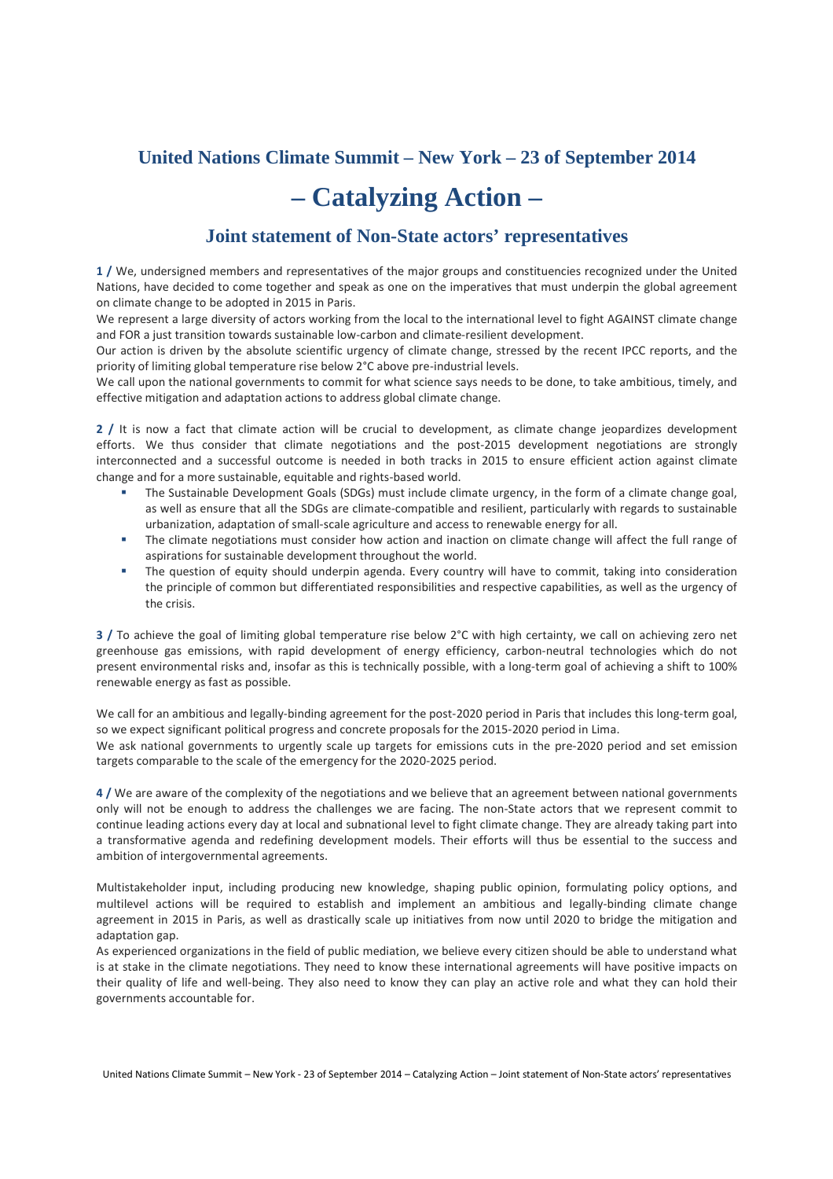## United Nations Climate Summit – New York – 23 of September 2014

# – Catalyzing Action –

### Joint statement of Non-State actors' representatives

**1 /** We, undersigned members and representatives of the major groups and constituencies recognized under the United Nations, have decided to come together and speak as one on the imperatives that must underpin the global agreement on climate change to be adopted in 2015 in Paris.

We represent a large diversity of actors working from the local to the international level to fight AGAINST climate change and FOR a just transition towards sustainable low-carbon and climate-resilient development.

Our action is driven by the absolute scientific urgency of climate change, stressed by the recent IPCC reports, and the priority of limiting global temperature rise below 2°C above pre-industrial levels.

We call upon the national governments to commit for what science says needs to be done, to take ambitious, timely, and effective mitigation and adaptation actions to address global climate change.

**2 /** It is now a fact that climate action will be crucial to development, as climate change jeopardizes development efforts. We thus consider that climate negotiations and the post-2015 development negotiations are strongly interconnected and a successful outcome is needed in both tracks in 2015 to ensure efficient action against climate change and for a more sustainable, equitable and rights-based world.

- The Sustainable Development Goals (SDGs) must include climate urgency, in the form of a climate change goal, as well as ensure that all the SDGs are climate-compatible and resilient, particularly with regards to sustainable urbanization, adaptation of small-scale agriculture and access to renewable energy for all.
- The climate negotiations must consider how action and inaction on climate change will affect the full range of aspirations for sustainable development throughout the world.
- The question of equity should underpin agenda. Every country will have to commit, taking into consideration the principle of common but differentiated responsibilities and respective capabilities, as well as the urgency of the crisis.

**3 /** To achieve the goal of limiting global temperature rise below 2°C with high certainty, we call on achieving zero net greenhouse gas emissions, with rapid development of energy efficiency, carbon-neutral technologies which do not present environmental risks and, insofar as this is technically possible, with a long-term goal of achieving a shift to 100% renewable energy as fast as possible.

We call for an ambitious and legally-binding agreement for the post-2020 period in Paris that includes this long-term goal, so we expect significant political progress and concrete proposals for the 2015-2020 period in Lima.

We ask national governments to urgently scale up targets for emissions cuts in the pre-2020 period and set emission targets comparable to the scale of the emergency for the 2020-2025 period.

**4 /** We are aware of the complexity of the negotiations and we believe that an agreement between national governments only will not be enough to address the challenges we are facing. The non-State actors that we represent commit to continue leading actions every day at local and subnational level to fight climate change. They are already taking part into a transformative agenda and redefining development models. Their efforts will thus be essential to the success and ambition of intergovernmental agreements.

Multistakeholder input, including producing new knowledge, shaping public opinion, formulating policy options, and multilevel actions will be required to establish and implement an ambitious and legally-binding climate change agreement in 2015 in Paris, as well as drastically scale up initiatives from now until 2020 to bridge the mitigation and adaptation gap.

As experienced organizations in the field of public mediation, we believe every citizen should be able to understand what is at stake in the climate negotiations. They need to know these international agreements will have positive impacts on their quality of life and well-being. They also need to know they can play an active role and what they can hold their governments accountable for.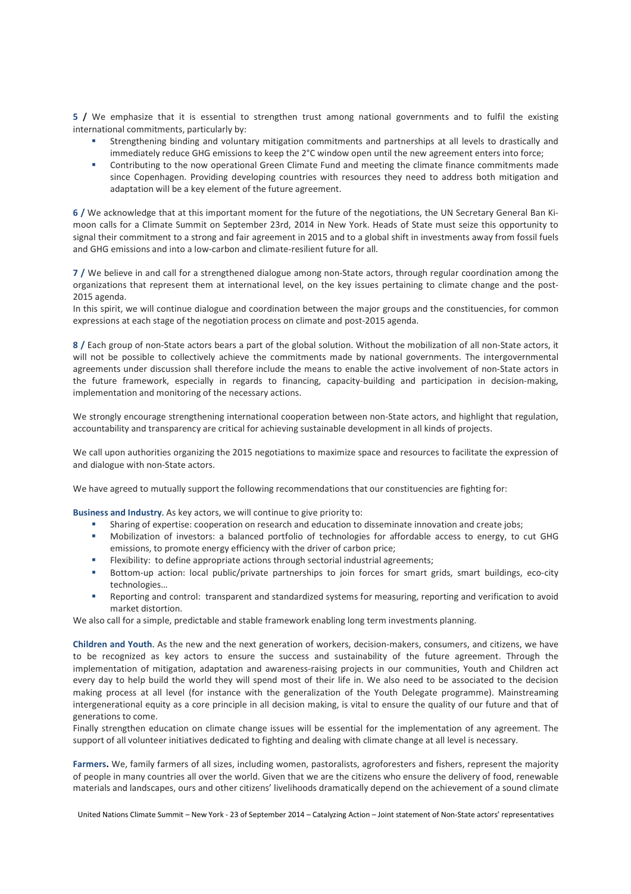**5 /** We emphasize that it is essential to strengthen trust among national governments and to fulfil the existing international commitments, particularly by:

- Strengthening binding and voluntary mitigation commitments and partnerships at all levels to drastically and immediately reduce GHG emissions to keep the 2°C window open until the new agreement enters into force;
- Contributing to the now operational Green Climate Fund and meeting the climate finance commitments made since Copenhagen. Providing developing countries with resources they need to address both mitigation and adaptation will be a key element of the future agreement.

**6 /** We acknowledge that at this important moment for the future of the negotiations, the UN Secretary General Ban Ki-moon calls for a Climate Summit on September 23rd, 2014 in New York. Heads of State must seize this opportunity to signal their commitment to a strong and fair agreement in 2015 and to a global shift in investments away from fossil fuels and GHG emissions and into a low-carbon and climate-resilient future for all.

**7 /** We believe in and call for a strengthened dialogue among non-State actors, through regular coordination among the organizations that represent them at international level, on the key issues pertaining to climate change and the post-2015 agenda.

In this spirit, we will continue dialogue and coordination between the major groups and the constituencies, for common expressions at each stage of the negotiation process on climate and post-2015 agenda.

**8 /** Each group of non-State actors bears a part of the global solution. Without the mobilization of all non-State actors, it will not be possible to collectively achieve the commitments made by national governments. The intergovernmental agreements under discussion shall therefore include the means to enable the active involvement of non-State actors in the future framework, especially in regards to financing, capacity-building and participation in decision-making, implementation and monitoring of the necessary actions.

We strongly encourage strengthening international cooperation between non-State actors, and highlight that regulation, accountability and transparency are critical for achieving sustainable development in all kinds of projects.

We call upon authorities organizing the 2015 negotiations to maximize space and resources to facilitate the expression of and dialogue with non-State actors.

We have agreed to mutually support the following recommendations that our constituencies are fighting for:

**Business and Industry**. As key actors, we will continue to give priority to:

- Sharing of expertise: cooperation on research and education to disseminate innovation and create jobs;
- Mobilization of investors: a balanced portfolio of technologies for affordable access to energy, to cut GHG emissions, to promote energy efficiency with the driver of carbon price;
- Flexibility: to define appropriate actions through sectorial industrial agreements;
- Bottom-up action: local public/private partnerships to join forces for smart grids, smart buildings, eco-city technologies…
- Reporting and control: transparent and standardized systems for measuring, reporting and verification to avoid market distortion.

We also call for a simple, predictable and stable framework enabling long term investments planning.

**Children and Youth**. As the new and the next generation of workers, decision-makers, consumers, and citizens, we have to be recognized as key actors to ensure the success and sustainability of the future agreement. Through the implementation of mitigation, adaptation and awareness-raising projects in our communities, Youth and Children act every day to help build the world they will spend most of their life in. We also need to be associated to the decision making process at all level (for instance with the generalization of the Youth Delegate programme). Mainstreaming intergenerational equity as a core principle in all decision making, is vital to ensure the quality of our future and that of generations to come.

Finally strengthen education on climate change issues will be essential for the implementation of any agreement. The support of all volunteer initiatives dedicated to fighting and dealing with climate change at all level is necessary.

**Farmers.** We, family farmers of all sizes, including women, pastoralists, agroforesters and fishers, represent the majority of people in many countries all over the world. Given that we are the citizens who ensure the delivery of food, renewable materials and landscapes, ours and other citizens' livelihoods dramatically depend on the achievement of a sound climate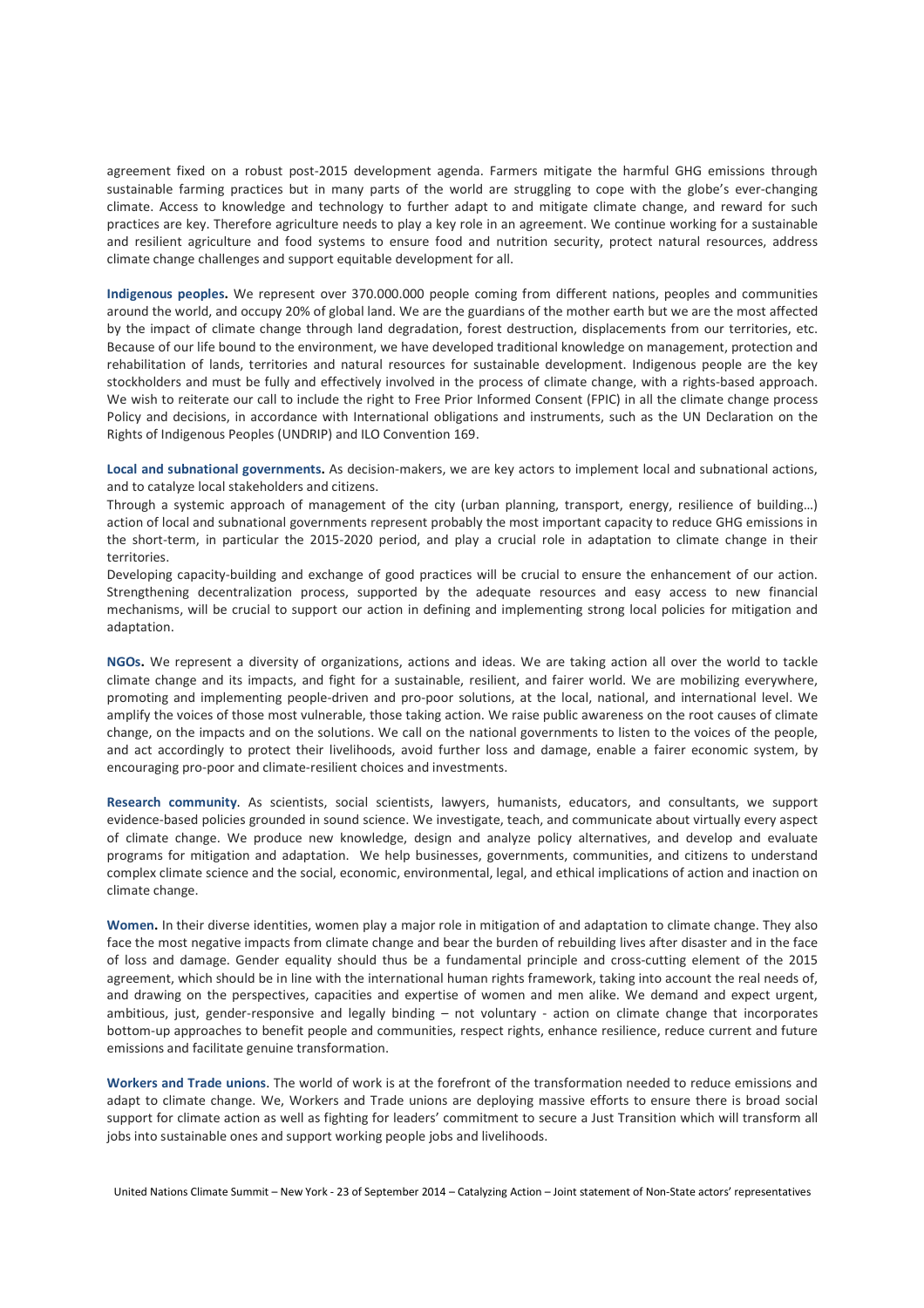agreement fixed on a robust post-2015 development agenda. Farmers mitigate the harmful GHG emissions through sustainable farming practices but in many parts of the world are struggling to cope with the globe's ever-changing climate. Access to knowledge and technology to further adapt to and mitigate climate change, and reward for such practices are key. Therefore agriculture needs to play a key role in an agreement. We continue working for a sustainable and resilient agriculture and food systems to ensure food and nutrition security, protect natural resources, address climate change challenges and support equitable development for all.

**Indigenous peoples.** We represent over 370.000.000 people coming from different nations, peoples and communities around the world, and occupy 20% of global land. We are the guardians of the mother earth but we are the most affected by the impact of climate change through land degradation, forest destruction, displacements from our territories, etc. Because of our life bound to the environment, we have developed traditional knowledge on management, protection and rehabilitation of lands, territories and natural resources for sustainable development. Indigenous people are the key stockholders and must be fully and effectively involved in the process of climate change, with a rights-based approach. We wish to reiterate our call to include the right to Free Prior Informed Consent (FPIC) in all the climate change process Policy and decisions, in accordance with International obligations and instruments, such as the UN Declaration on the Rights of Indigenous Peoples (UNDRIP) and ILO Convention 169.

**Local and subnational governments.** As decision-makers, we are key actors to implement local and subnational actions, and to catalyze local stakeholders and citizens.

Through a systemic approach of management of the city (urban planning, transport, energy, resilience of building…) action of local and subnational governments represent probably the most important capacity to reduce GHG emissions in the short-term, in particular the 2015-2020 period, and play a crucial role in adaptation to climate change in their territories.

Developing capacity-building and exchange of good practices will be crucial to ensure the enhancement of our action. Strengthening decentralization process, supported by the adequate resources and easy access to new financial mechanisms, will be crucial to support our action in defining and implementing strong local policies for mitigation and adaptation.

**NGOs.** We represent a diversity of organizations, actions and ideas. We are taking action all over the world to tackle climate change and its impacts, and fight for a sustainable, resilient, and fairer world. We are mobilizing everywhere, promoting and implementing people-driven and pro-poor solutions, at the local, national, and international level. We amplify the voices of those most vulnerable, those taking action. We raise public awareness on the root causes of climate change, on the impacts and on the solutions. We call on the national governments to listen to the voices of the people, and act accordingly to protect their livelihoods, avoid further loss and damage, enable a fairer economic system, by encouraging pro-poor and climate-resilient choices and investments.

**Research community**. As scientists, social scientists, lawyers, humanists, educators, and consultants, we support evidence-based policies grounded in sound science. We investigate, teach, and communicate about virtually every aspect of climate change. We produce new knowledge, design and analyze policy alternatives, and develop and evaluate programs for mitigation and adaptation. We help businesses, governments, communities, and citizens to understand complex climate science and the social, economic, environmental, legal, and ethical implications of action and inaction on climate change.

**Women.** In their diverse identities, women play a major role in mitigation of and adaptation to climate change. They also face the most negative impacts from climate change and bear the burden of rebuilding lives after disaster and in the face of loss and damage. Gender equality should thus be a fundamental principle and cross-cutting element of the 2015 agreement, which should be in line with the international human rights framework, taking into account the real needs of, and drawing on the perspectives, capacities and expertise of women and men alike. We demand and expect urgent, ambitious, just, gender-responsive and legally binding – not voluntary - action on climate change that incorporates bottom-up approaches to benefit people and communities, respect rights, enhance resilience, reduce current and future emissions and facilitate genuine transformation.

**Workers and Trade unions**. The world of work is at the forefront of the transformation needed to reduce emissions and adapt to climate change. We, Workers and Trade unions are deploying massive efforts to ensure there is broad social support for climate action as well as fighting for leaders' commitment to secure a Just Transition which will transform all jobs into sustainable ones and support working people jobs and livelihoods.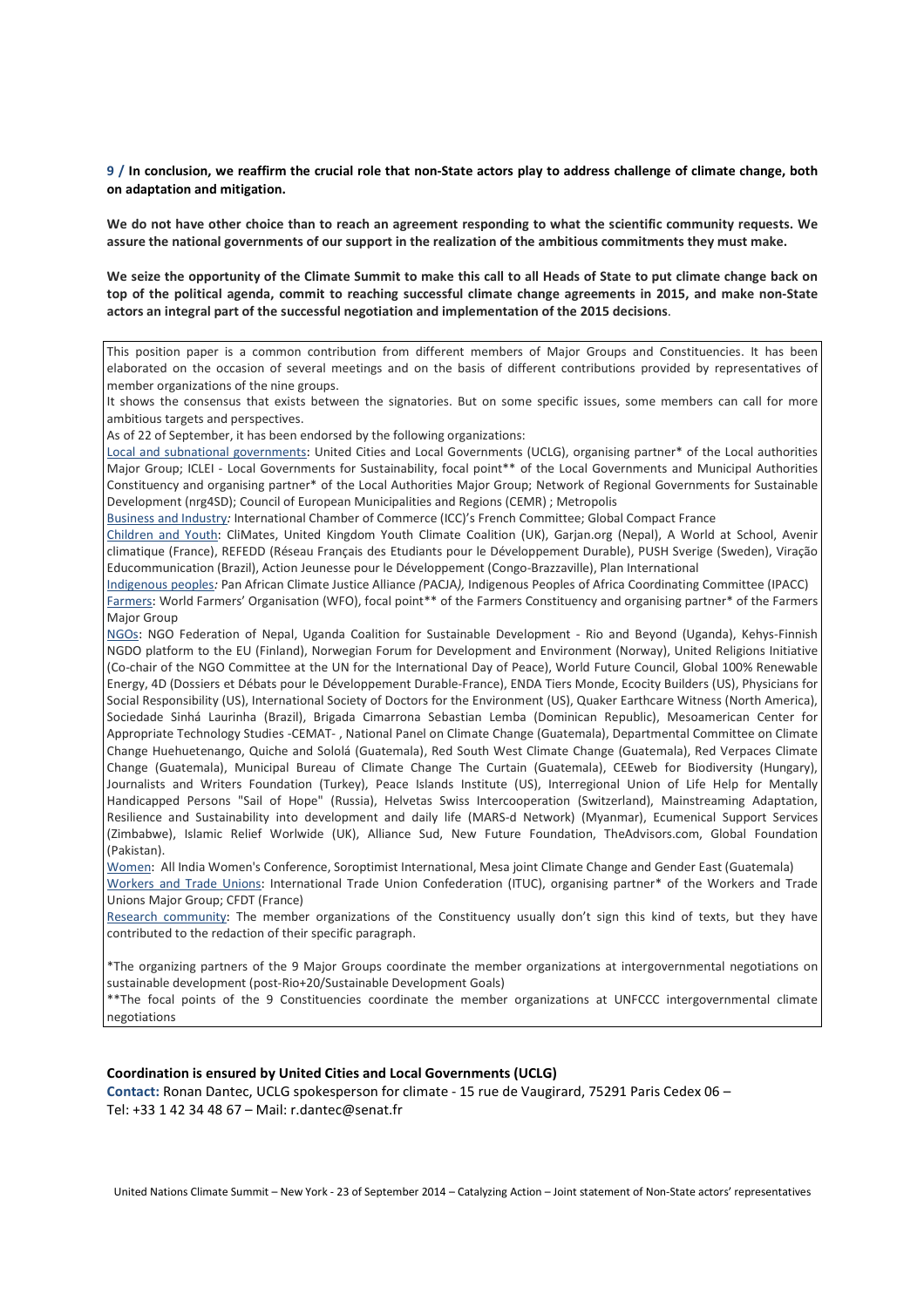**9 / In conclusion, we reaffirm the crucial role that non-State actors play to address challenge of climate change, both on adaptation and mitigation.**

**We do not have other choice than to reach an agreement responding to what the scientific community requests. We assure the national governments of our support in the realization of the ambitious commitments they must make.**

**We seize the opportunity of the Climate Summit to make this call to all Heads of State to put climate change back on top of the political agenda, commit to reaching successful climate change agreements in 2015, and make non-State actors an integral part of the successful negotiation and implementation of the 2015 decisions.**

This position paper is a common contribution from different members of Major Groups and Constituencies. It has been elaborated on the occasion of several meetings and on the basis of different contributions provided by representatives of member organizations of the nine groups.

It shows the consensus that exists between the signatories. But on some specific issues, some members can call for more ambitious targets and perspectives.

As of 22 of September, it has been endorsed by the following organizations:

Local and subnational governments: United Cities and Local Governments (UCLG), organising partner* of the Local authorities Major Group; ICLEI - Local Governments for Sustainability, focal point** of the Local Governments and Municipal Authorities Constituency and organising partner* of the Local Authorities Major Group; Network of Regional Governments for Sustainable Development (nrg4SD); Council of European Municipalities and Regions (CEMR) ; Metropolis

Business and Industry*:* International Chamber of Commerce (ICC)'s French Committee; Global Compact France

Children and Youth: CliMates, United Kingdom Youth Climate Coalition (UK), Garjan.org (Nepal), A World at School, Avenir climatique (France), REFEDD (Réseau Français des Etudiants pour le Développement Durable), PUSH Sverige (Sweden), Viração Educommunication (Brazil), Action Jeunesse pour le Développement (Congo-Brazzaville), Plan International

Indigenous peoples*:* Pan African Climate Justice Alliance *(*PACJA*),* Indigenous Peoples of Africa Coordinating Committee (IPACC)

Farmers: World Farmers' Organisation (WFO), focal point** of the Farmers Constituency and organising partner* of the Farmers Major Group

NGOs: NGO Federation of Nepal, Uganda Coalition for Sustainable Development - Rio and Beyond (Uganda), Kehys-Finnish NGDO platform to the EU (Finland), Norwegian Forum for Development and Environment (Norway), United Religions Initiative (Co-chair of the NGO Committee at the UN for the International Day of Peace), World Future Council, Global 100% Renewable Energy, 4D (Dossiers et Débats pour le Développement Durable-France), ENDA Tiers Monde, Ecocity Builders (US), Physicians for Social Responsibility (US), International Society of Doctors for the Environment (US), Quaker Earthcare Witness (North America), Sociedade Sinhá Laurinha (Brazil), Brigada Cimarrona Sebastian Lemba (Dominican Republic), Mesoamerican Center for Appropriate Technology Studies -CEMAT- , National Panel on Climate Change (Guatemala), Departmental Committee on Climate Change Huehuetenango, Quiche and Sololá (Guatemala), Red South West Climate Change (Guatemala), Red Verpaces Climate Change (Guatemala), Municipal Bureau of Climate Change The Curtain (Guatemala), CEEweb for Biodiversity (Hungary), Journalists and Writers Foundation (Turkey), Peace Islands Institute (US), Interregional Union of Life Help for Mentally Handicapped Persons "Sail of Hope" (Russia), Helvetas Swiss Intercooperation (Switzerland), Mainstreaming Adaptation, Resilience and Sustainability into development and daily life (MARS-d Network) (Myanmar), Ecumenical Support Services (Zimbabwe), Islamic Relief Worlwide (UK), Alliance Sud, New Future Foundation, TheAdvisors.com, Global Foundation (Pakistan).

Women: All India Women's Conference, Soroptimist International, Mesa joint Climate Change and Gender East (Guatemala)

Workers and Trade Unions: International Trade Union Confederation (ITUC), organising partner* of the Workers and Trade Unions Major Group; CFDT (France)

Research community: The member organizations of the Constituency usually don't sign this kind of texts, but they have contributed to the redaction of their specific paragraph.

*The organizing partners of the 9 Major Groups coordinate the member organizations at intergovernmental negotiations on sustainable development (post-Rio+20/Sustainable Development Goals)

**The focal points of the 9 Constituencies coordinate the member organizations at UNFCCC intergovernmental climate negotiations

**Coordination is ensured by United Cities and Local Governments (UCLG)**

**Contact:** Ronan Dantec, UCLG spokesperson for climate - 15 rue de Vaugirard, 75291 Paris Cedex 06 – Tel: +33 1 42 34 48 67 – Mail: r.dantec@senat.fr